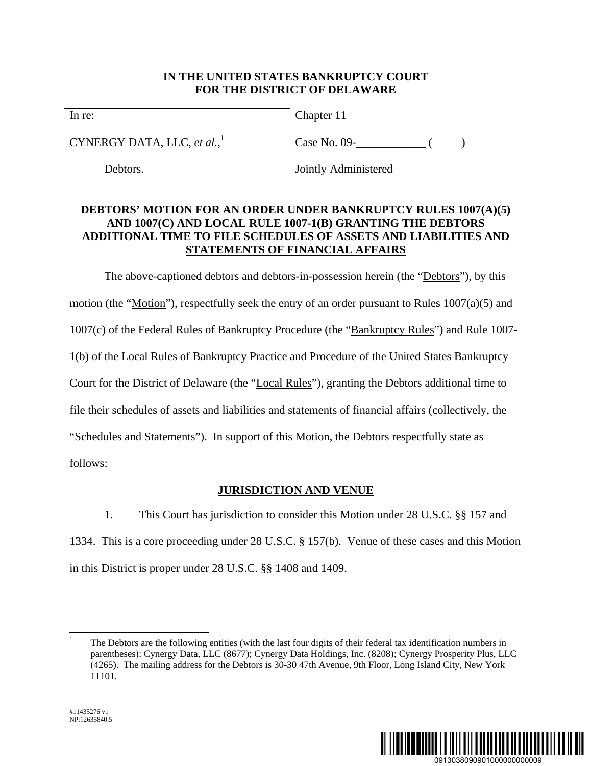IN THE UNITED STATES BANKRUPTCY COURT
FOR THE DISTRICT OF DELAWARE

| In re: | Chapter 11 |
|---|---|
| CYNERGY DATA, LLC, *et al.*,[1] | Case No. 09-____________ (        ) |
| Debtors. | Jointly Administered |

**DEBTORS' MOTION FOR AN ORDER UNDER BANKRUPTCY RULES 1007(A)(5) AND 1007(C) AND LOCAL RULE 1007-1(B) GRANTING THE DEBTORS ADDITIONAL TIME TO FILE SCHEDULES OF ASSETS AND LIABILITIES AND STATEMENTS OF FINANCIAL AFFAIRS**

The above-captioned debtors and debtors-in-possession herein (the "Debtors"), by this motion (the "Motion"), respectfully seek the entry of an order pursuant to Rules 1007(a)(5) and 1007(c) of the Federal Rules of Bankruptcy Procedure (the "Bankruptcy Rules") and Rule 1007-1(b) of the Local Rules of Bankruptcy Practice and Procedure of the United States Bankruptcy Court for the District of Delaware (the "Local Rules"), granting the Debtors additional time to file their schedules of assets and liabilities and statements of financial affairs (collectively, the "Schedules and Statements"). In support of this Motion, the Debtors respectfully state as follows:

## JURISDICTION AND VENUE

1. This Court has jurisdiction to consider this Motion under 28 U.S.C. §§ 157 and 1334. This is a core proceeding under 28 U.S.C. § 157(b). Venue of these cases and this Motion in this District is proper under 28 U.S.C. §§ 1408 and 1409.

[1] The Debtors are the following entities (with the last four digits of their federal tax identification numbers in parentheses): Cynergy Data, LLC (8677); Cynergy Data Holdings, Inc. (8208); Cynergy Prosperity Plus, LLC (4265). The mailing address for the Debtors is 30-30 47th Avenue, 9th Floor, Long Island City, New York 11101.

#11435276 v1
NP:12635840.5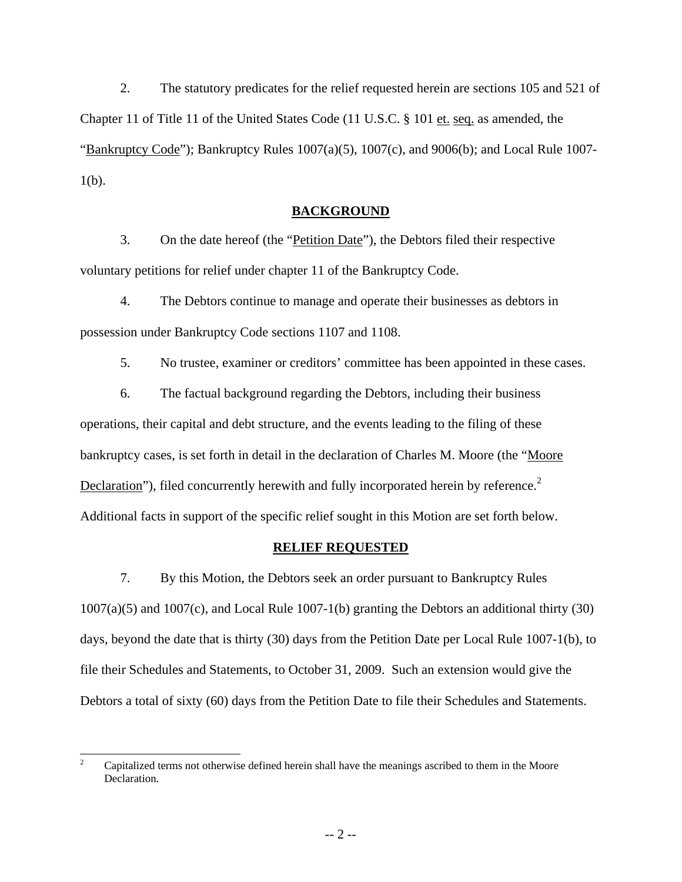2. The statutory predicates for the relief requested herein are sections 105 and 521 of Chapter 11 of Title 11 of the United States Code (11 U.S.C. § 101 et. seq. as amended, the "Bankruptcy Code"); Bankruptcy Rules 1007(a)(5), 1007(c), and 9006(b); and Local Rule 1007-1(b).

## BACKGROUND

3. On the date hereof (the "Petition Date"), the Debtors filed their respective voluntary petitions for relief under chapter 11 of the Bankruptcy Code.

4. The Debtors continue to manage and operate their businesses as debtors in possession under Bankruptcy Code sections 1107 and 1108.

5. No trustee, examiner or creditors' committee has been appointed in these cases.

6. The factual background regarding the Debtors, including their business operations, their capital and debt structure, and the events leading to the filing of these bankruptcy cases, is set forth in detail in the declaration of Charles M. Moore (the "Moore Declaration"), filed concurrently herewith and fully incorporated herein by reference.[2] Additional facts in support of the specific relief sought in this Motion are set forth below.

## RELIEF REQUESTED

7. By this Motion, the Debtors seek an order pursuant to Bankruptcy Rules 1007(a)(5) and 1007(c), and Local Rule 1007-1(b) granting the Debtors an additional thirty (30) days, beyond the date that is thirty (30) days from the Petition Date per Local Rule 1007-1(b), to file their Schedules and Statements, to October 31, 2009. Such an extension would give the Debtors a total of sixty (60) days from the Petition Date to file their Schedules and Statements.

---

[2] Capitalized terms not otherwise defined herein shall have the meanings ascribed to them in the Moore Declaration.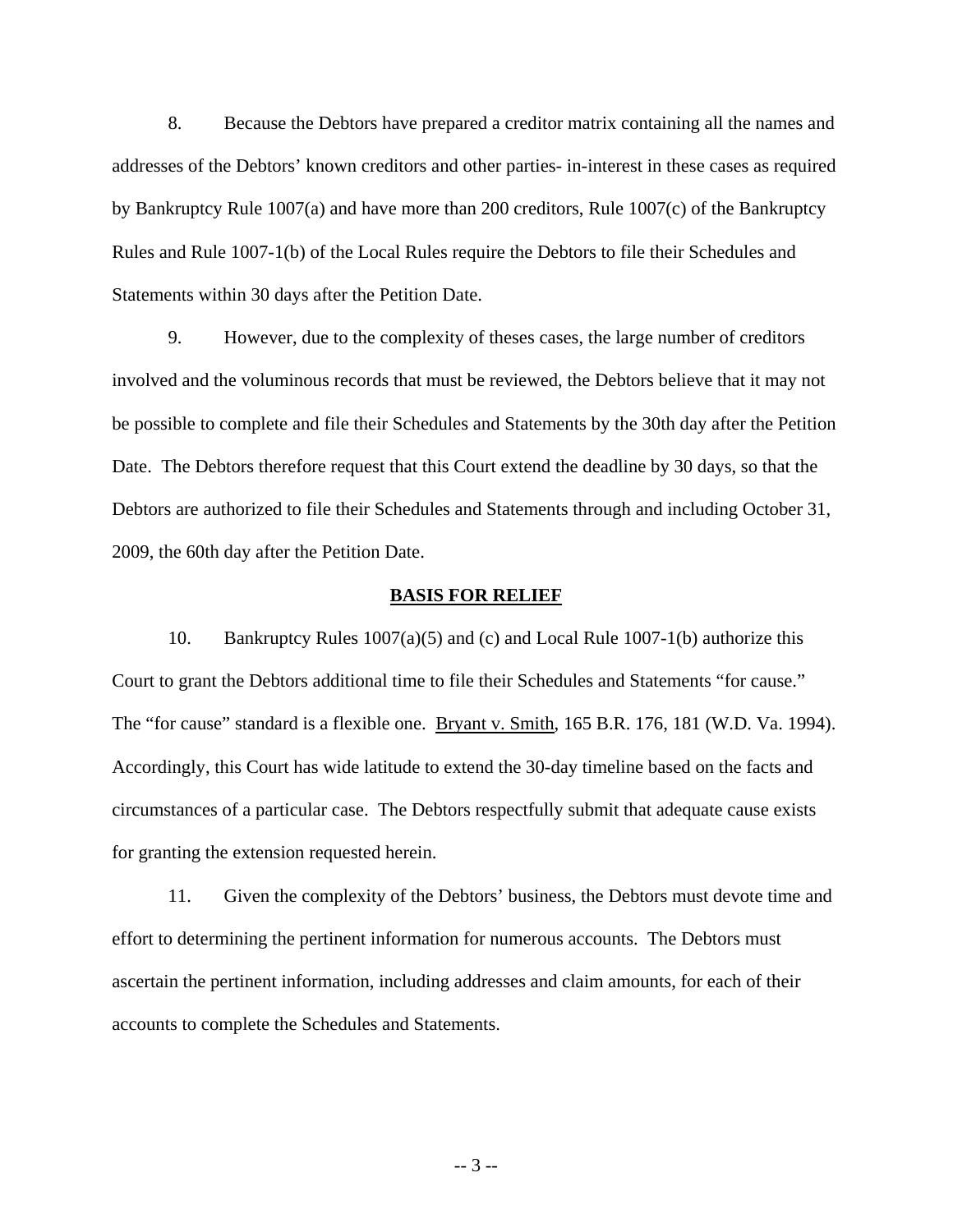8. Because the Debtors have prepared a creditor matrix containing all the names and addresses of the Debtors' known creditors and other parties- in-interest in these cases as required by Bankruptcy Rule 1007(a) and have more than 200 creditors, Rule 1007(c) of the Bankruptcy Rules and Rule 1007-1(b) of the Local Rules require the Debtors to file their Schedules and Statements within 30 days after the Petition Date.

9. However, due to the complexity of theses cases, the large number of creditors involved and the voluminous records that must be reviewed, the Debtors believe that it may not be possible to complete and file their Schedules and Statements by the 30th day after the Petition Date. The Debtors therefore request that this Court extend the deadline by 30 days, so that the Debtors are authorized to file their Schedules and Statements through and including October 31, 2009, the 60th day after the Petition Date.

**BASIS FOR RELIEF**

10. Bankruptcy Rules 1007(a)(5) and (c) and Local Rule 1007-1(b) authorize this Court to grant the Debtors additional time to file their Schedules and Statements "for cause." The "for cause" standard is a flexible one. Bryant v. Smith, 165 B.R. 176, 181 (W.D. Va. 1994). Accordingly, this Court has wide latitude to extend the 30-day timeline based on the facts and circumstances of a particular case. The Debtors respectfully submit that adequate cause exists for granting the extension requested herein.

11. Given the complexity of the Debtors' business, the Debtors must devote time and effort to determining the pertinent information for numerous accounts. The Debtors must ascertain the pertinent information, including addresses and claim amounts, for each of their accounts to complete the Schedules and Statements.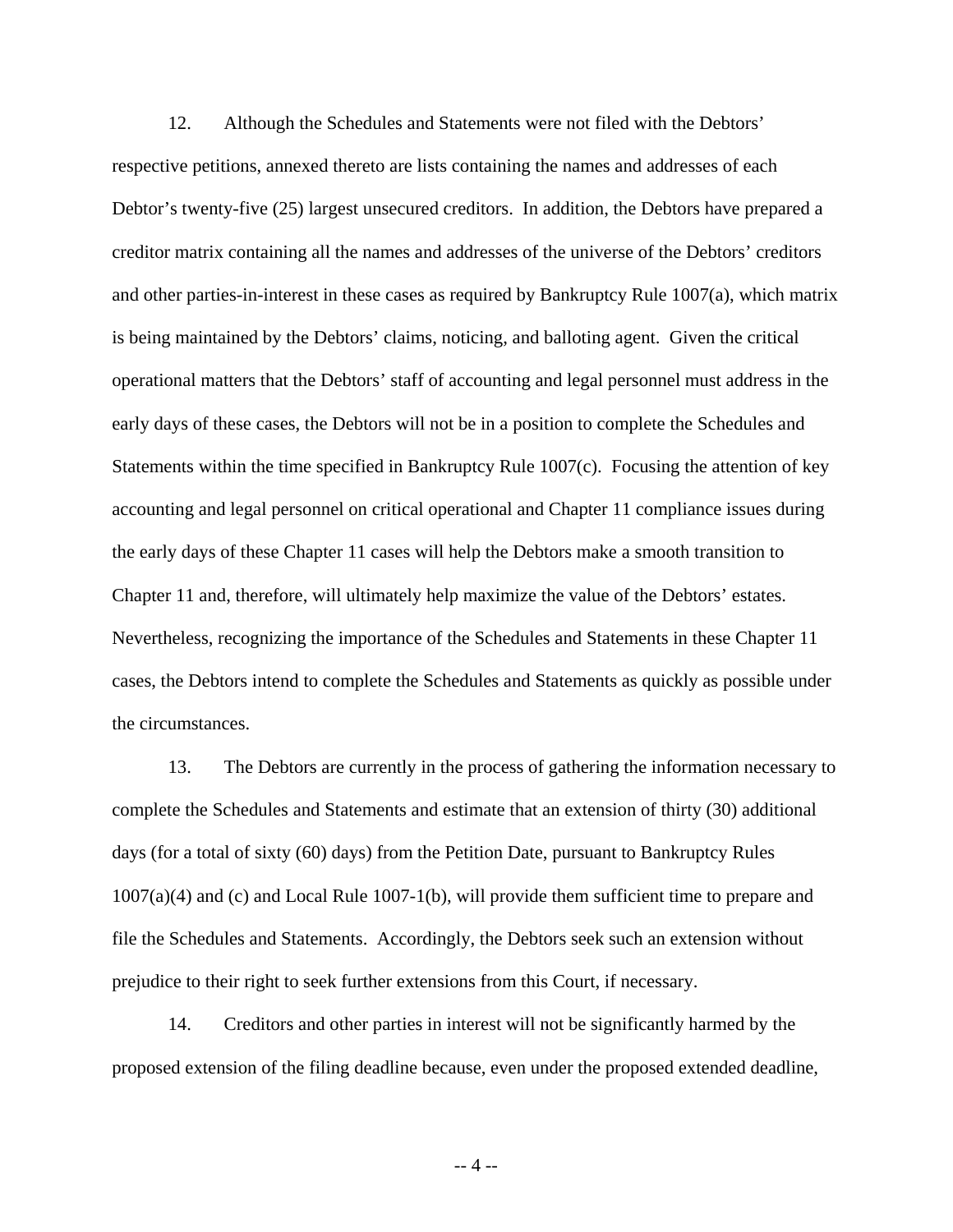12. Although the Schedules and Statements were not filed with the Debtors' respective petitions, annexed thereto are lists containing the names and addresses of each Debtor's twenty-five (25) largest unsecured creditors. In addition, the Debtors have prepared a creditor matrix containing all the names and addresses of the universe of the Debtors' creditors and other parties-in-interest in these cases as required by Bankruptcy Rule 1007(a), which matrix is being maintained by the Debtors' claims, noticing, and balloting agent. Given the critical operational matters that the Debtors' staff of accounting and legal personnel must address in the early days of these cases, the Debtors will not be in a position to complete the Schedules and Statements within the time specified in Bankruptcy Rule 1007(c). Focusing the attention of key accounting and legal personnel on critical operational and Chapter 11 compliance issues during the early days of these Chapter 11 cases will help the Debtors make a smooth transition to Chapter 11 and, therefore, will ultimately help maximize the value of the Debtors' estates. Nevertheless, recognizing the importance of the Schedules and Statements in these Chapter 11 cases, the Debtors intend to complete the Schedules and Statements as quickly as possible under the circumstances.

13. The Debtors are currently in the process of gathering the information necessary to complete the Schedules and Statements and estimate that an extension of thirty (30) additional days (for a total of sixty (60) days) from the Petition Date, pursuant to Bankruptcy Rules 1007(a)(4) and (c) and Local Rule 1007-1(b), will provide them sufficient time to prepare and file the Schedules and Statements. Accordingly, the Debtors seek such an extension without prejudice to their right to seek further extensions from this Court, if necessary.

14. Creditors and other parties in interest will not be significantly harmed by the proposed extension of the filing deadline because, even under the proposed extended deadline,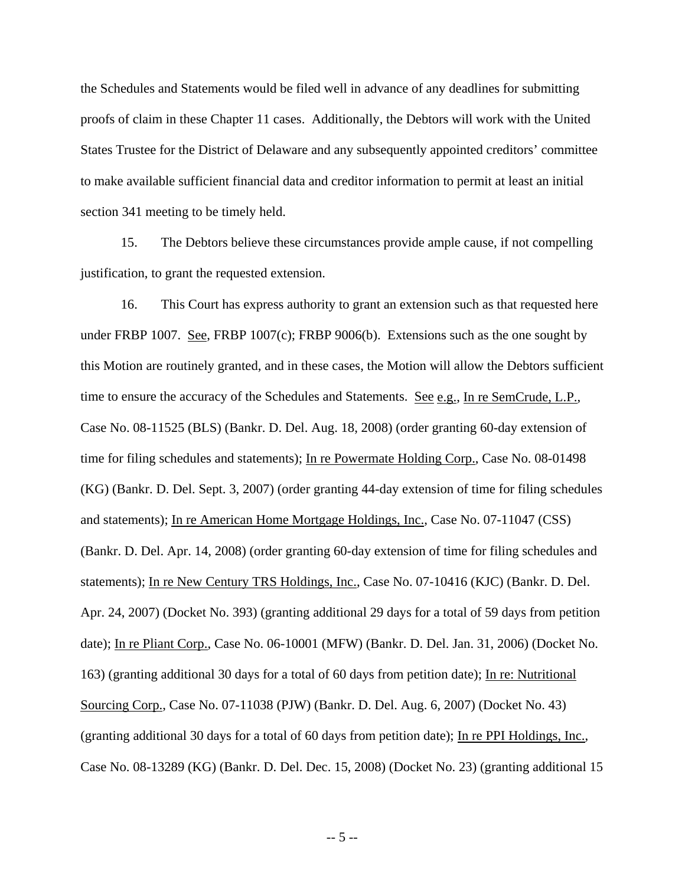the Schedules and Statements would be filed well in advance of any deadlines for submitting proofs of claim in these Chapter 11 cases. Additionally, the Debtors will work with the United States Trustee for the District of Delaware and any subsequently appointed creditors' committee to make available sufficient financial data and creditor information to permit at least an initial section 341 meeting to be timely held.

15. The Debtors believe these circumstances provide ample cause, if not compelling justification, to grant the requested extension.

16. This Court has express authority to grant an extension such as that requested here under FRBP 1007. See, FRBP 1007(c); FRBP 9006(b). Extensions such as the one sought by this Motion are routinely granted, and in these cases, the Motion will allow the Debtors sufficient time to ensure the accuracy of the Schedules and Statements. See e.g., In re SemCrude, L.P., Case No. 08-11525 (BLS) (Bankr. D. Del. Aug. 18, 2008) (order granting 60-day extension of time for filing schedules and statements); In re Powermate Holding Corp., Case No. 08-01498 (KG) (Bankr. D. Del. Sept. 3, 2007) (order granting 44-day extension of time for filing schedules and statements); In re American Home Mortgage Holdings, Inc., Case No. 07-11047 (CSS) (Bankr. D. Del. Apr. 14, 2008) (order granting 60-day extension of time for filing schedules and statements); In re New Century TRS Holdings, Inc., Case No. 07-10416 (KJC) (Bankr. D. Del. Apr. 24, 2007) (Docket No. 393) (granting additional 29 days for a total of 59 days from petition date); In re Pliant Corp., Case No. 06-10001 (MFW) (Bankr. D. Del. Jan. 31, 2006) (Docket No. 163) (granting additional 30 days for a total of 60 days from petition date); In re: Nutritional Sourcing Corp., Case No. 07-11038 (PJW) (Bankr. D. Del. Aug. 6, 2007) (Docket No. 43) (granting additional 30 days for a total of 60 days from petition date); In re PPI Holdings, Inc., Case No. 08-13289 (KG) (Bankr. D. Del. Dec. 15, 2008) (Docket No. 23) (granting additional 15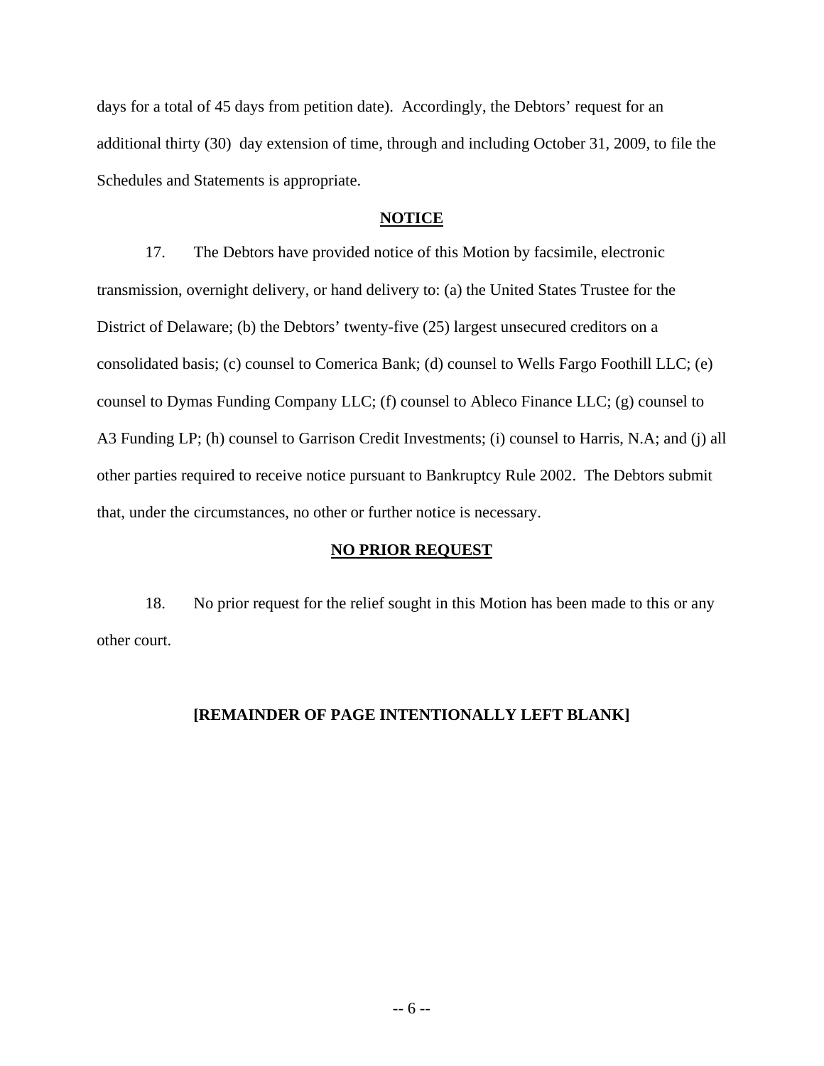days for a total of 45 days from petition date). Accordingly, the Debtors' request for an additional thirty (30) day extension of time, through and including October 31, 2009, to file the Schedules and Statements is appropriate.

## **NOTICE**

17. The Debtors have provided notice of this Motion by facsimile, electronic transmission, overnight delivery, or hand delivery to: (a) the United States Trustee for the District of Delaware; (b) the Debtors' twenty-five (25) largest unsecured creditors on a consolidated basis; (c) counsel to Comerica Bank; (d) counsel to Wells Fargo Foothill LLC; (e) counsel to Dymas Funding Company LLC; (f) counsel to Ableco Finance LLC; (g) counsel to A3 Funding LP; (h) counsel to Garrison Credit Investments; (i) counsel to Harris, N.A; and (j) all other parties required to receive notice pursuant to Bankruptcy Rule 2002. The Debtors submit that, under the circumstances, no other or further notice is necessary.

## **NO PRIOR REQUEST**

18. No prior request for the relief sought in this Motion has been made to this or any other court.

**[REMAINDER OF PAGE INTENTIONALLY LEFT BLANK]**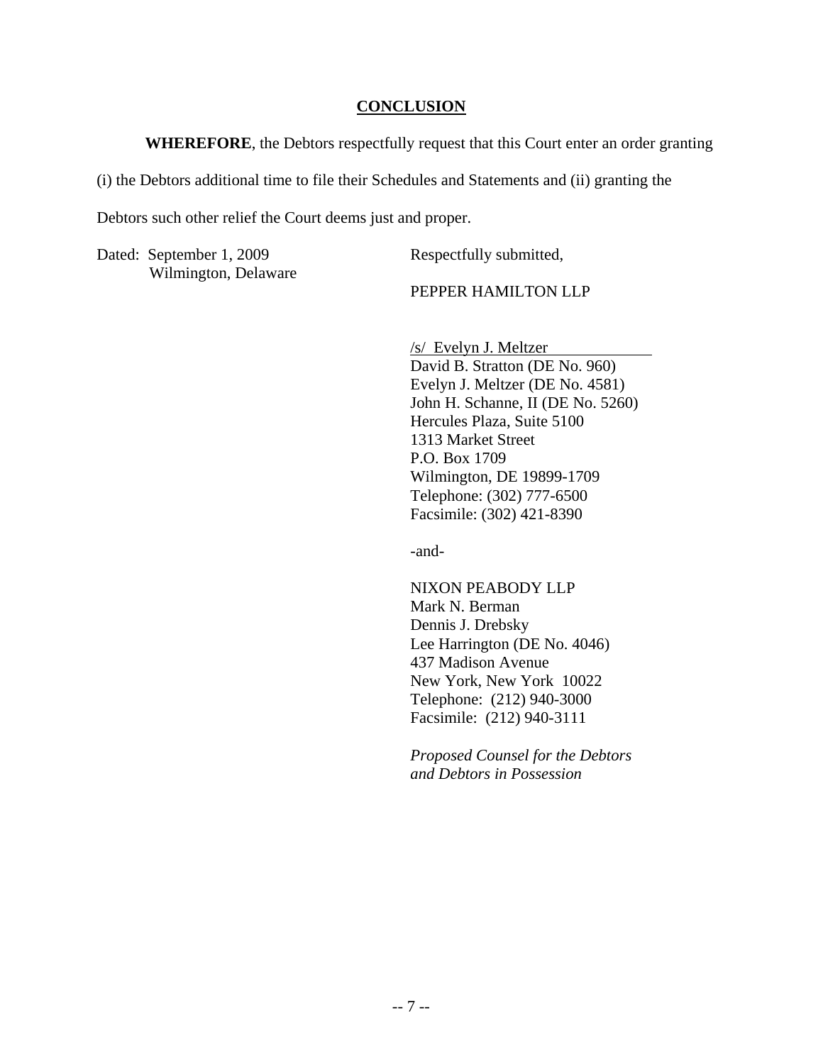## CONCLUSION

**WHEREFORE**, the Debtors respectfully request that this Court enter an order granting (i) the Debtors additional time to file their Schedules and Statements and (ii) granting the Debtors such other relief the Court deems just and proper.

Dated: September 1, 2009
Wilmington, Delaware

Respectfully submitted,

PEPPER HAMILTON LLP

/s/ Evelyn J. Meltzer
David B. Stratton (DE No. 960)
Evelyn J. Meltzer (DE No. 4581)
John H. Schanne, II (DE No. 5260)
Hercules Plaza, Suite 5100
1313 Market Street
P.O. Box 1709
Wilmington, DE 19899-1709
Telephone: (302) 777-6500
Facsimile: (302) 421-8390

-and-

NIXON PEABODY LLP
Mark N. Berman
Dennis J. Drebsky
Lee Harrington (DE No. 4046)
437 Madison Avenue
New York, New York 10022
Telephone: (212) 940-3000
Facsimile: (212) 940-3111

*Proposed Counsel for the Debtors and Debtors in Possession*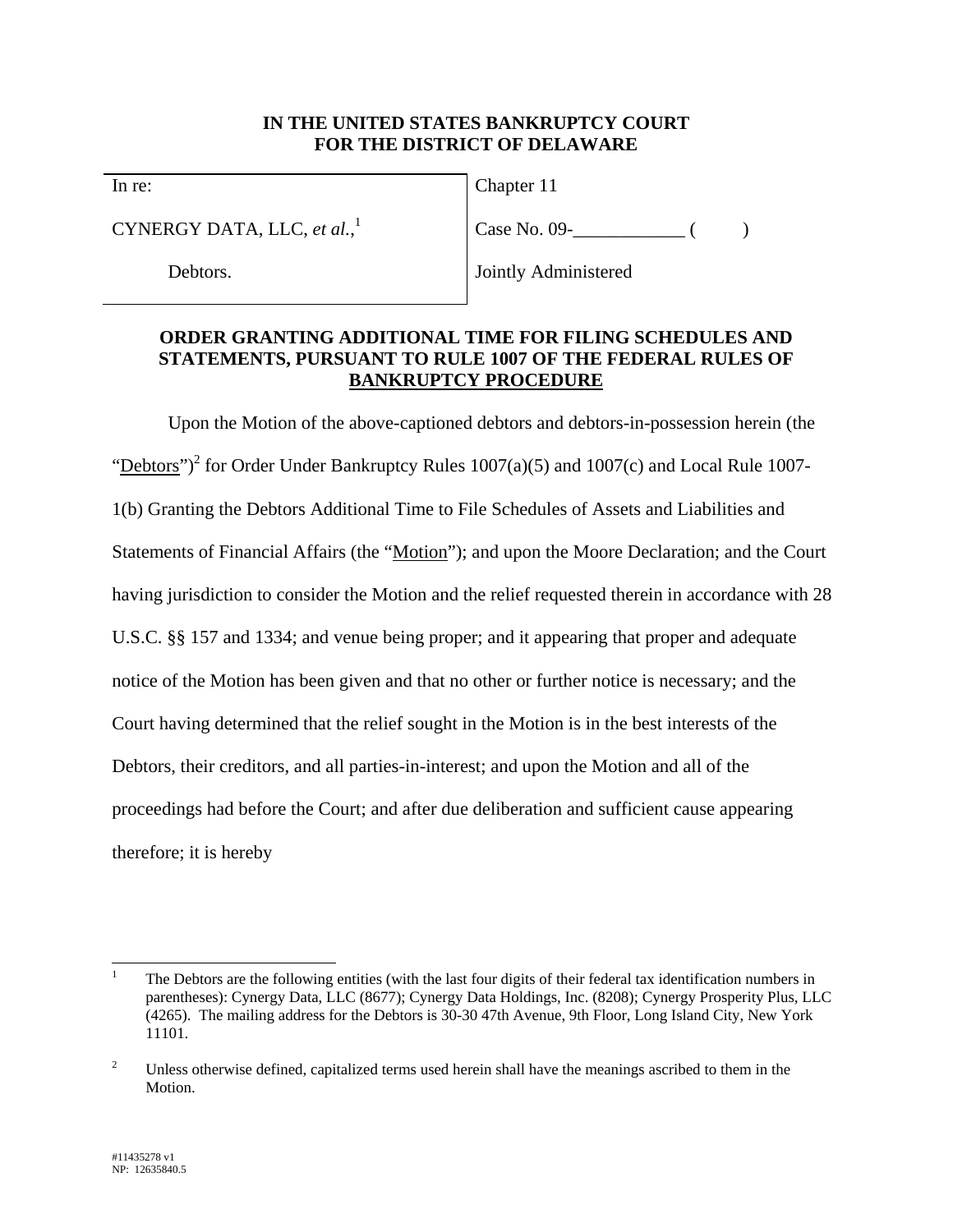**IN THE UNITED STATES BANKRUPTCY COURT**
**FOR THE DISTRICT OF DELAWARE**

| | |
|---|---|
| In re: | Chapter 11 |
| CYNERGY DATA, LLC, *et al.*,[1] | Case No. 09-\_\_\_\_\_\_\_\_\_\_\_\_ (      ) |
| Debtors. | Jointly Administered |

**ORDER GRANTING ADDITIONAL TIME FOR FILING SCHEDULES AND STATEMENTS, PURSUANT TO RULE 1007 OF THE FEDERAL RULES OF BANKRUPTCY PROCEDURE**

Upon the Motion of the above-captioned debtors and debtors-in-possession herein (the "Debtors")[2] for Order Under Bankruptcy Rules 1007(a)(5) and 1007(c) and Local Rule 1007-1(b) Granting the Debtors Additional Time to File Schedules of Assets and Liabilities and Statements of Financial Affairs (the "Motion"); and upon the Moore Declaration; and the Court having jurisdiction to consider the Motion and the relief requested therein in accordance with 28 U.S.C. §§ 157 and 1334; and venue being proper; and it appearing that proper and adequate notice of the Motion has been given and that no other or further notice is necessary; and the Court having determined that the relief sought in the Motion is in the best interests of the Debtors, their creditors, and all parties-in-interest; and upon the Motion and all of the proceedings had before the Court; and after due deliberation and sufficient cause appearing therefore; it is hereby

---

[1] The Debtors are the following entities (with the last four digits of their federal tax identification numbers in parentheses): Cynergy Data, LLC (8677); Cynergy Data Holdings, Inc. (8208); Cynergy Prosperity Plus, LLC (4265). The mailing address for the Debtors is 30-30 47th Avenue, 9th Floor, Long Island City, New York 11101.

[2] Unless otherwise defined, capitalized terms used herein shall have the meanings ascribed to them in the Motion.

#11435278 v1
NP: 12635840.5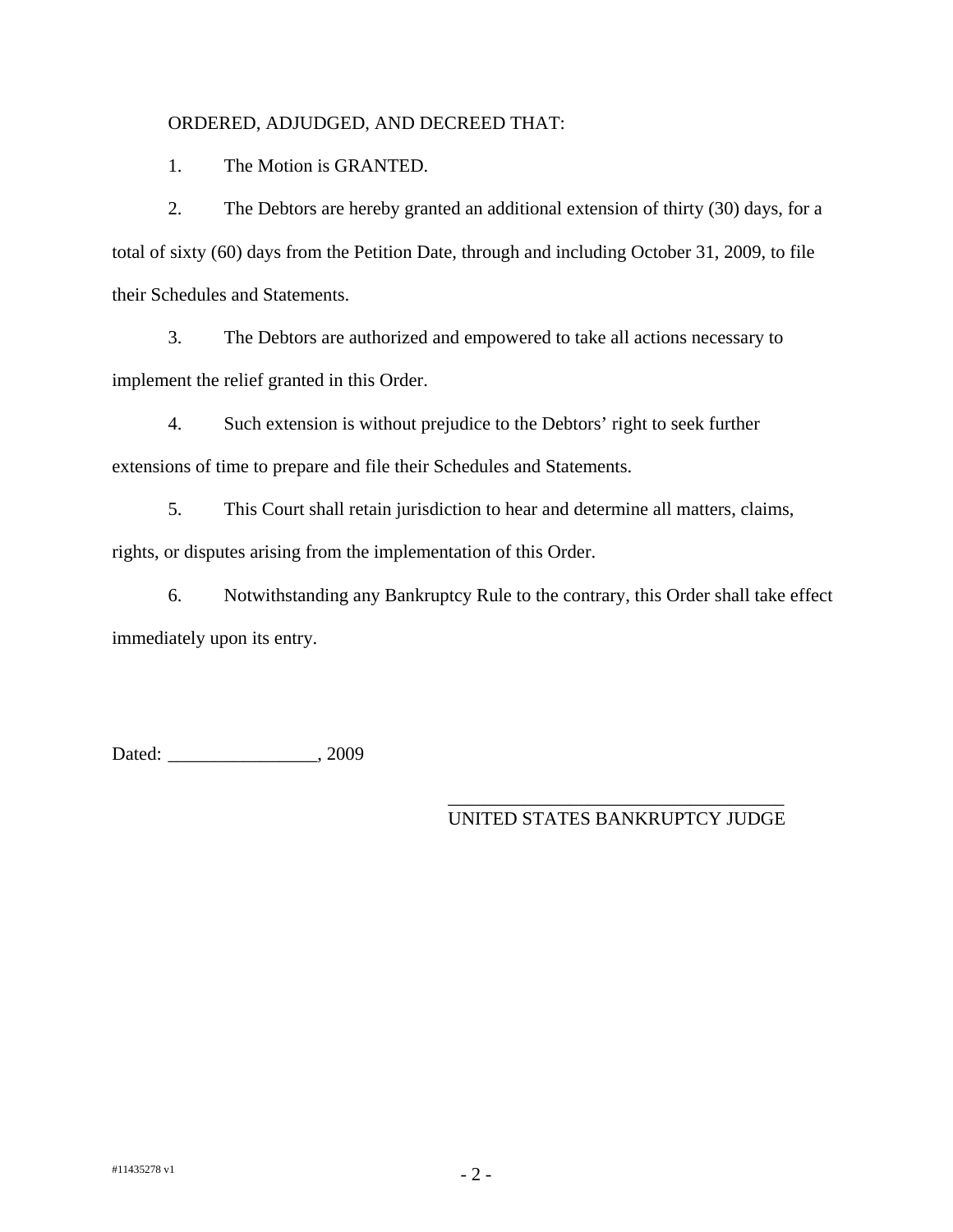ORDERED, ADJUDGED, AND DECREED THAT:

1. The Motion is GRANTED.

2. The Debtors are hereby granted an additional extension of thirty (30) days, for a total of sixty (60) days from the Petition Date, through and including October 31, 2009, to file their Schedules and Statements.

3. The Debtors are authorized and empowered to take all actions necessary to implement the relief granted in this Order.

4. Such extension is without prejudice to the Debtors' right to seek further extensions of time to prepare and file their Schedules and Statements.

5. This Court shall retain jurisdiction to hear and determine all matters, claims, rights, or disputes arising from the implementation of this Order.

6. Notwithstanding any Bankruptcy Rule to the contrary, this Order shall take effect immediately upon its entry.

Dated: ________________, 2009

____________________________________
UNITED STATES BANKRUPTCY JUDGE

#11435278 v1